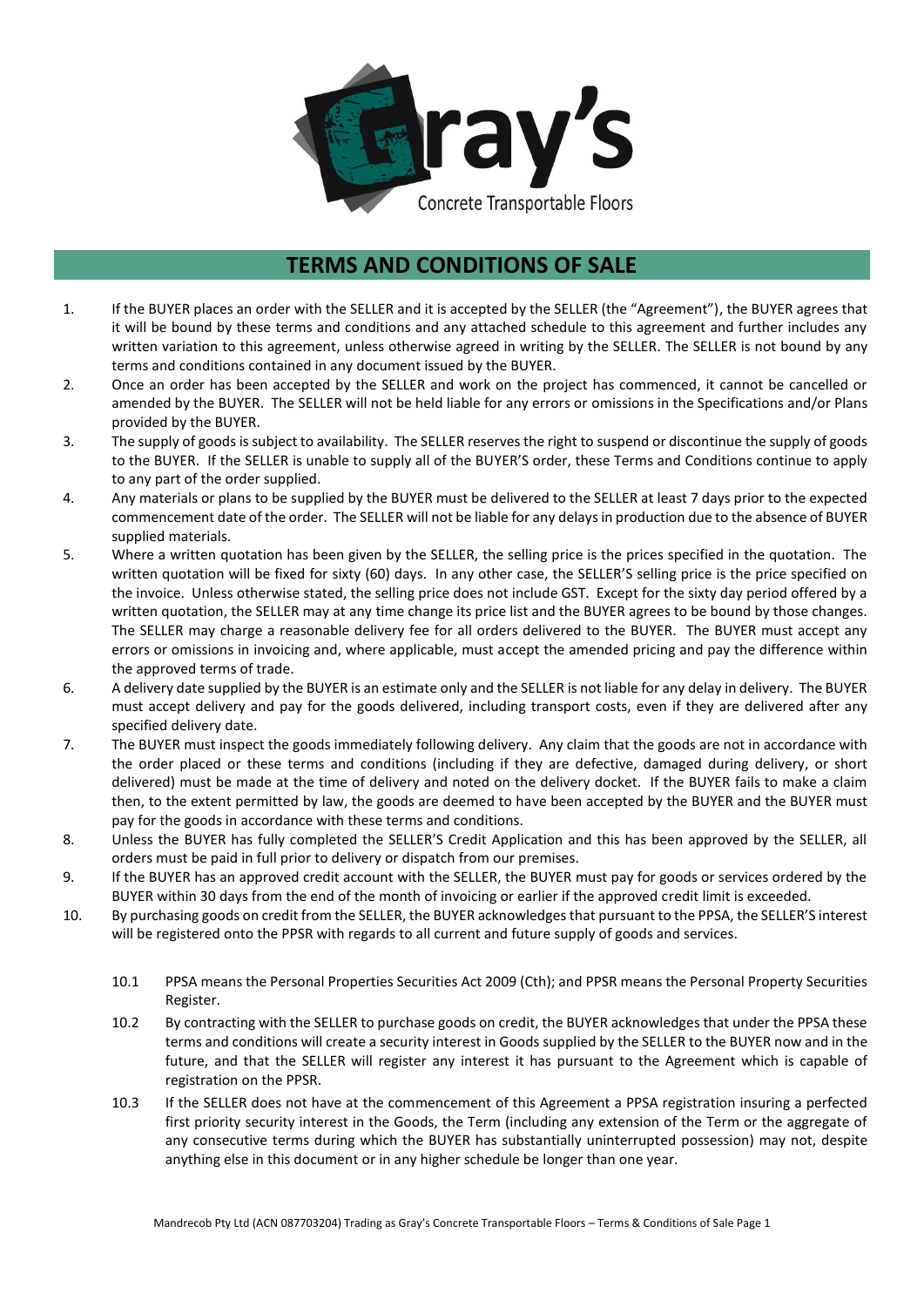Gray's Concrete Transportable Floors

# TERMS AND CONDITIONS OF SALE

1. If the BUYER places an order with the SELLER and it is accepted by the SELLER (the "Agreement"), the BUYER agrees that it will be bound by these terms and conditions and any attached schedule to this agreement and further includes any written variation to this agreement, unless otherwise agreed in writing by the SELLER. The SELLER is not bound by any terms and conditions contained in any document issued by the BUYER.
2. Once an order has been accepted by the SELLER and work on the project has commenced, it cannot be cancelled or amended by the BUYER. The SELLER will not be held liable for any errors or omissions in the Specifications and/or Plans provided by the BUYER.
3. The supply of goods is subject to availability. The SELLER reserves the right to suspend or discontinue the supply of goods to the BUYER. If the SELLER is unable to supply all of the BUYER'S order, these Terms and Conditions continue to apply to any part of the order supplied.
4. Any materials or plans to be supplied by the BUYER must be delivered to the SELLER at least 7 days prior to the expected commencement date of the order. The SELLER will not be liable for any delays in production due to the absence of BUYER supplied materials.
5. Where a written quotation has been given by the SELLER, the selling price is the prices specified in the quotation. The written quotation will be fixed for sixty (60) days. In any other case, the SELLER'S selling price is the price specified on the invoice. Unless otherwise stated, the selling price does not include GST. Except for the sixty day period offered by a written quotation, the SELLER may at any time change its price list and the BUYER agrees to be bound by those changes. The SELLER may charge a reasonable delivery fee for all orders delivered to the BUYER. The BUYER must accept any errors or omissions in invoicing and, where applicable, must accept the amended pricing and pay the difference within the approved terms of trade.
6. A delivery date supplied by the BUYER is an estimate only and the SELLER is not liable for any delay in delivery. The BUYER must accept delivery and pay for the goods delivered, including transport costs, even if they are delivered after any specified delivery date.
7. The BUYER must inspect the goods immediately following delivery. Any claim that the goods are not in accordance with the order placed or these terms and conditions (including if they are defective, damaged during delivery, or short delivered) must be made at the time of delivery and noted on the delivery docket. If the BUYER fails to make a claim then, to the extent permitted by law, the goods are deemed to have been accepted by the BUYER and the BUYER must pay for the goods in accordance with these terms and conditions.
8. Unless the BUYER has fully completed the SELLER'S Credit Application and this has been approved by the SELLER, all orders must be paid in full prior to delivery or dispatch from our premises.
9. If the BUYER has an approved credit account with the SELLER, the BUYER must pay for goods or services ordered by the BUYER within 30 days from the end of the month of invoicing or earlier if the approved credit limit is exceeded.
10. By purchasing goods on credit from the SELLER, the BUYER acknowledges that pursuant to the PPSA, the SELLER'S interest will be registered onto the PPSR with regards to all current and future supply of goods and services.

    10.1 PPSA means the Personal Properties Securities Act 2009 (Cth); and PPSR means the Personal Property Securities Register.

    10.2 By contracting with the SELLER to purchase goods on credit, the BUYER acknowledges that under the PPSA these terms and conditions will create a security interest in Goods supplied by the SELLER to the BUYER now and in the future, and that the SELLER will register any interest it has pursuant to the Agreement which is capable of registration on the PPSR.

    10.3 If the SELLER does not have at the commencement of this Agreement a PPSA registration insuring a perfected first priority security interest in the Goods, the Term (including any extension of the Term or the aggregate of any consecutive terms during which the BUYER has substantially uninterrupted possession) may not, despite anything else in this document or in any higher schedule be longer than one year.

Mandrecob Pty Ltd (ACN 087703204) Trading as Gray's Concrete Transportable Floors – Terms & Conditions of Sale Page 1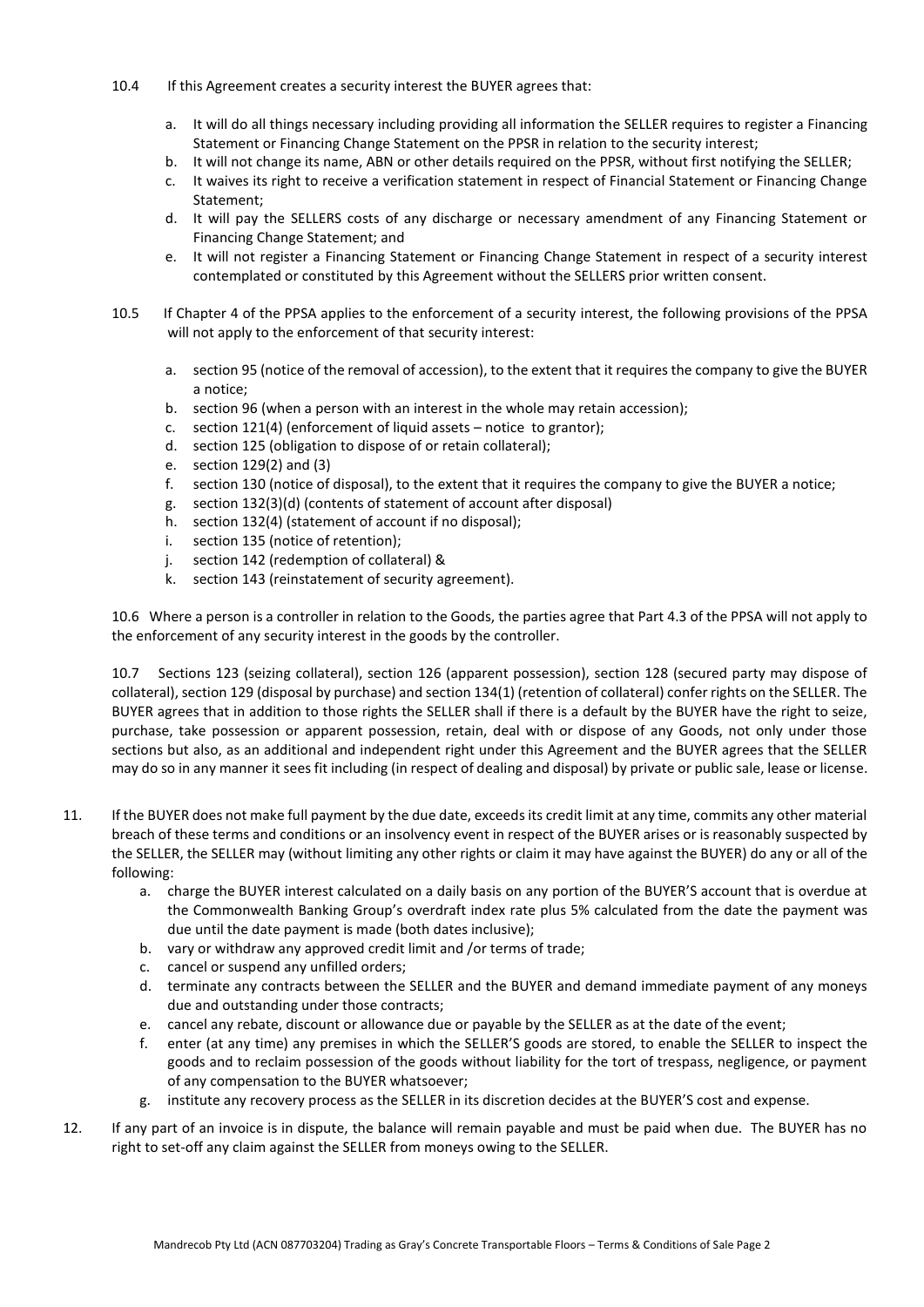10.4 If this Agreement creates a security interest the BUYER agrees that:

a. It will do all things necessary including providing all information the SELLER requires to register a Financing Statement or Financing Change Statement on the PPSR in relation to the security interest;
b. It will not change its name, ABN or other details required on the PPSR, without first notifying the SELLER;
c. It waives its right to receive a verification statement in respect of Financial Statement or Financing Change Statement;
d. It will pay the SELLERS costs of any discharge or necessary amendment of any Financing Statement or Financing Change Statement; and
e. It will not register a Financing Statement or Financing Change Statement in respect of a security interest contemplated or constituted by this Agreement without the SELLERS prior written consent.

10.5 If Chapter 4 of the PPSA applies to the enforcement of a security interest, the following provisions of the PPSA will not apply to the enforcement of that security interest:

a. section 95 (notice of the removal of accession), to the extent that it requires the company to give the BUYER a notice;
b. section 96 (when a person with an interest in the whole may retain accession);
c. section 121(4) (enforcement of liquid assets – notice to grantor);
d. section 125 (obligation to dispose of or retain collateral);
e. section 129(2) and (3)
f. section 130 (notice of disposal), to the extent that it requires the company to give the BUYER a notice;
g. section 132(3)(d) (contents of statement of account after disposal)
h. section 132(4) (statement of account if no disposal);
i. section 135 (notice of retention);
j. section 142 (redemption of collateral) &
k. section 143 (reinstatement of security agreement).

10.6 Where a person is a controller in relation to the Goods, the parties agree that Part 4.3 of the PPSA will not apply to the enforcement of any security interest in the goods by the controller.

10.7 Sections 123 (seizing collateral), section 126 (apparent possession), section 128 (secured party may dispose of collateral), section 129 (disposal by purchase) and section 134(1) (retention of collateral) confer rights on the SELLER. The BUYER agrees that in addition to those rights the SELLER shall if there is a default by the BUYER have the right to seize, purchase, take possession or apparent possession, retain, deal with or dispose of any Goods, not only under those sections but also, as an additional and independent right under this Agreement and the BUYER agrees that the SELLER may do so in any manner it sees fit including (in respect of dealing and disposal) by private or public sale, lease or license.

11. If the BUYER does not make full payment by the due date, exceeds its credit limit at any time, commits any other material breach of these terms and conditions or an insolvency event in respect of the BUYER arises or is reasonably suspected by the SELLER, the SELLER may (without limiting any other rights or claim it may have against the BUYER) do any or all of the following:
    a. charge the BUYER interest calculated on a daily basis on any portion of the BUYER'S account that is overdue at the Commonwealth Banking Group's overdraft index rate plus 5% calculated from the date the payment was due until the date payment is made (both dates inclusive);
    b. vary or withdraw any approved credit limit and /or terms of trade;
    c. cancel or suspend any unfilled orders;
    d. terminate any contracts between the SELLER and the BUYER and demand immediate payment of any moneys due and outstanding under those contracts;
    e. cancel any rebate, discount or allowance due or payable by the SELLER as at the date of the event;
    f. enter (at any time) any premises in which the SELLER'S goods are stored, to enable the SELLER to inspect the goods and to reclaim possession of the goods without liability for the tort of trespass, negligence, or payment of any compensation to the BUYER whatsoever;
    g. institute any recovery process as the SELLER in its discretion decides at the BUYER'S cost and expense.

12. If any part of an invoice is in dispute, the balance will remain payable and must be paid when due. The BUYER has no right to set-off any claim against the SELLER from moneys owing to the SELLER.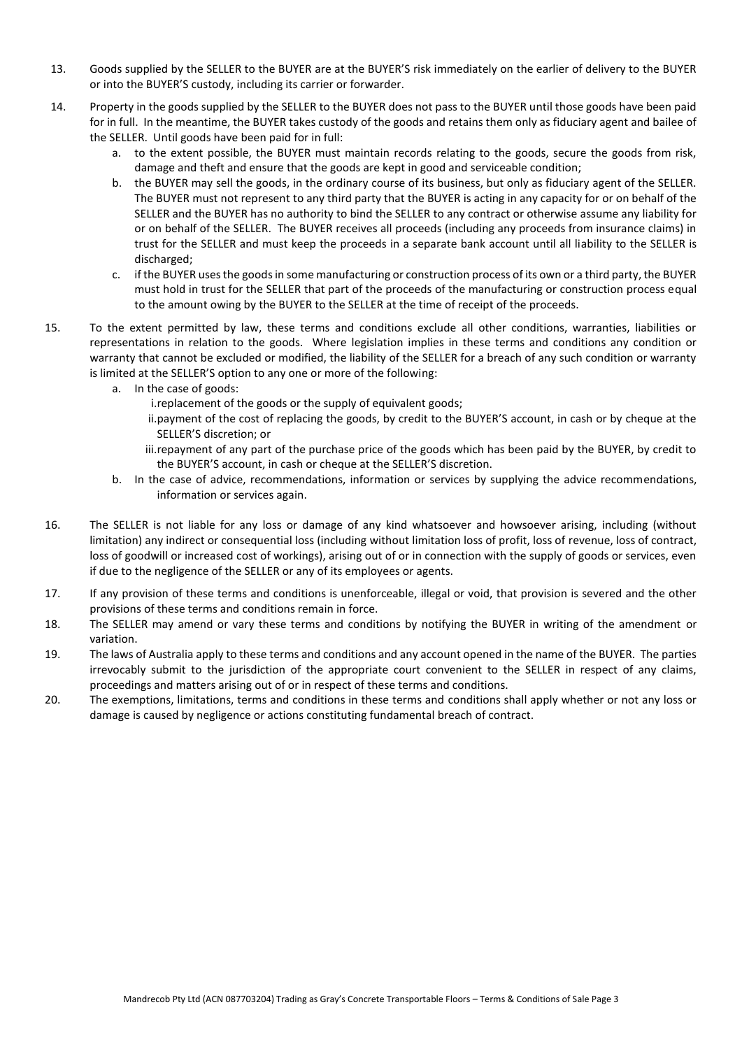13. Goods supplied by the SELLER to the BUYER are at the BUYER'S risk immediately on the earlier of delivery to the BUYER or into the BUYER'S custody, including its carrier or forwarder.

14. Property in the goods supplied by the SELLER to the BUYER does not pass to the BUYER until those goods have been paid for in full. In the meantime, the BUYER takes custody of the goods and retains them only as fiduciary agent and bailee of the SELLER. Until goods have been paid for in full:
    a. to the extent possible, the BUYER must maintain records relating to the goods, secure the goods from risk, damage and theft and ensure that the goods are kept in good and serviceable condition;
    b. the BUYER may sell the goods, in the ordinary course of its business, but only as fiduciary agent of the SELLER. The BUYER must not represent to any third party that the BUYER is acting in any capacity for or on behalf of the SELLER and the BUYER has no authority to bind the SELLER to any contract or otherwise assume any liability for or on behalf of the SELLER. The BUYER receives all proceeds (including any proceeds from insurance claims) in trust for the SELLER and must keep the proceeds in a separate bank account until all liability to the SELLER is discharged;
    c. if the BUYER uses the goods in some manufacturing or construction process of its own or a third party, the BUYER must hold in trust for the SELLER that part of the proceeds of the manufacturing or construction process equal to the amount owing by the BUYER to the SELLER at the time of receipt of the proceeds.

15. To the extent permitted by law, these terms and conditions exclude all other conditions, warranties, liabilities or representations in relation to the goods. Where legislation implies in these terms and conditions any condition or warranty that cannot be excluded or modified, the liability of the SELLER for a breach of any such condition or warranty is limited at the SELLER'S option to any one or more of the following:
    a. In the case of goods:
        i. replacement of the goods or the supply of equivalent goods;
        ii. payment of the cost of replacing the goods, by credit to the BUYER'S account, in cash or by cheque at the SELLER'S discretion; or
        iii. repayment of any part of the purchase price of the goods which has been paid by the BUYER, by credit to the BUYER'S account, in cash or cheque at the SELLER'S discretion.
    b. In the case of advice, recommendations, information or services by supplying the advice recommendations, information or services again.

16. The SELLER is not liable for any loss or damage of any kind whatsoever and howsoever arising, including (without limitation) any indirect or consequential loss (including without limitation loss of profit, loss of revenue, loss of contract, loss of goodwill or increased cost of workings), arising out of or in connection with the supply of goods or services, even if due to the negligence of the SELLER or any of its employees or agents.

17. If any provision of these terms and conditions is unenforceable, illegal or void, that provision is severed and the other provisions of these terms and conditions remain in force.

18. The SELLER may amend or vary these terms and conditions by notifying the BUYER in writing of the amendment or variation.

19. The laws of Australia apply to these terms and conditions and any account opened in the name of the BUYER. The parties irrevocably submit to the jurisdiction of the appropriate court convenient to the SELLER in respect of any claims, proceedings and matters arising out of or in respect of these terms and conditions.

20. The exemptions, limitations, terms and conditions in these terms and conditions shall apply whether or not any loss or damage is caused by negligence or actions constituting fundamental breach of contract.